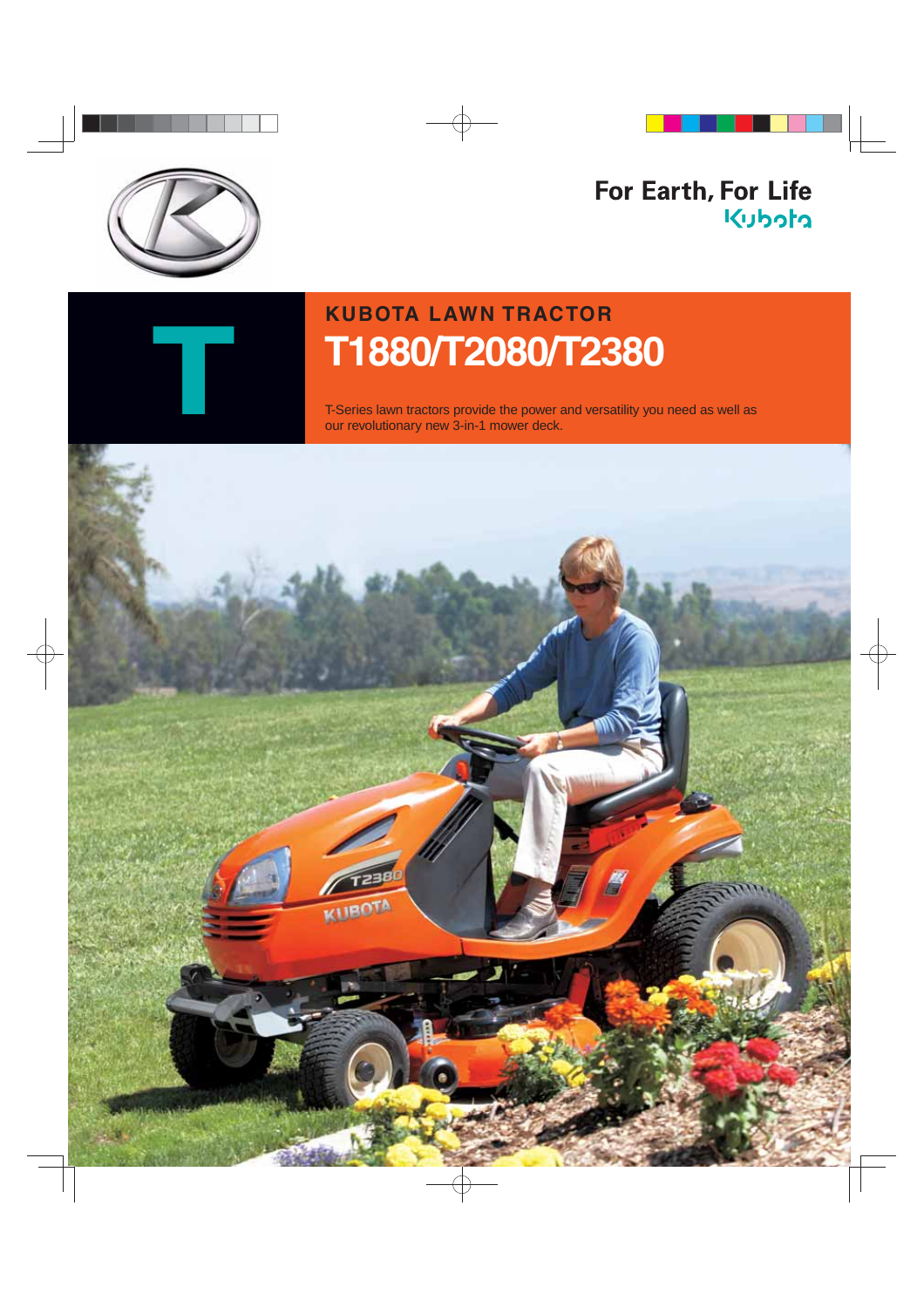For Earth, For Life
Kubota

T

## KUBOTA LAWN TRACTOR

# T1880/T2080/T2380

T-Series lawn tractors provide the power and versatility you need as well as our revolutionary new 3-in-1 mower deck.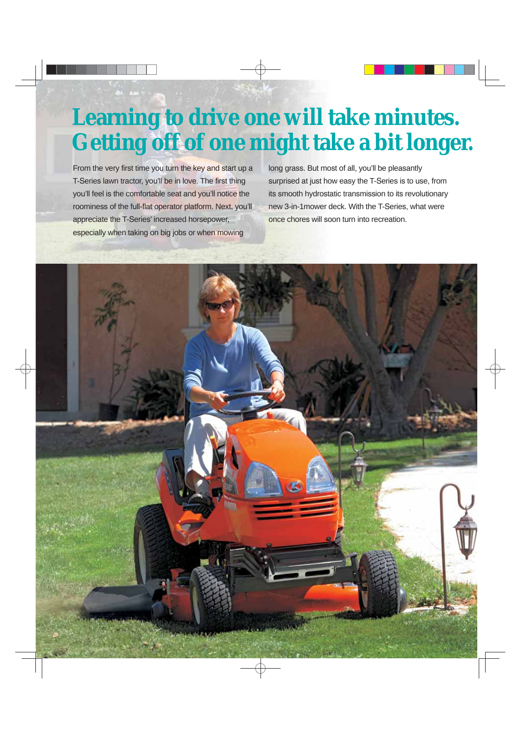# Learning to drive one will take minutes. Getting off of one might take a bit longer.

From the very first time you turn the key and start up a T-Series lawn tractor, you'll be in love. The first thing you'll feel is the comfortable seat and you'll notice the roominess of the full-flat operator platform. Next, you'll appreciate the T-Series' increased horsepower, especially when taking on big jobs or when mowing long grass. But most of all, you'll be pleasantly surprised at just how easy the T-Series is to use, from its smooth hydrostatic transmission to its revolutionary new 3-in-1mower deck. With the T-Series, what were once chores will soon turn into recreation.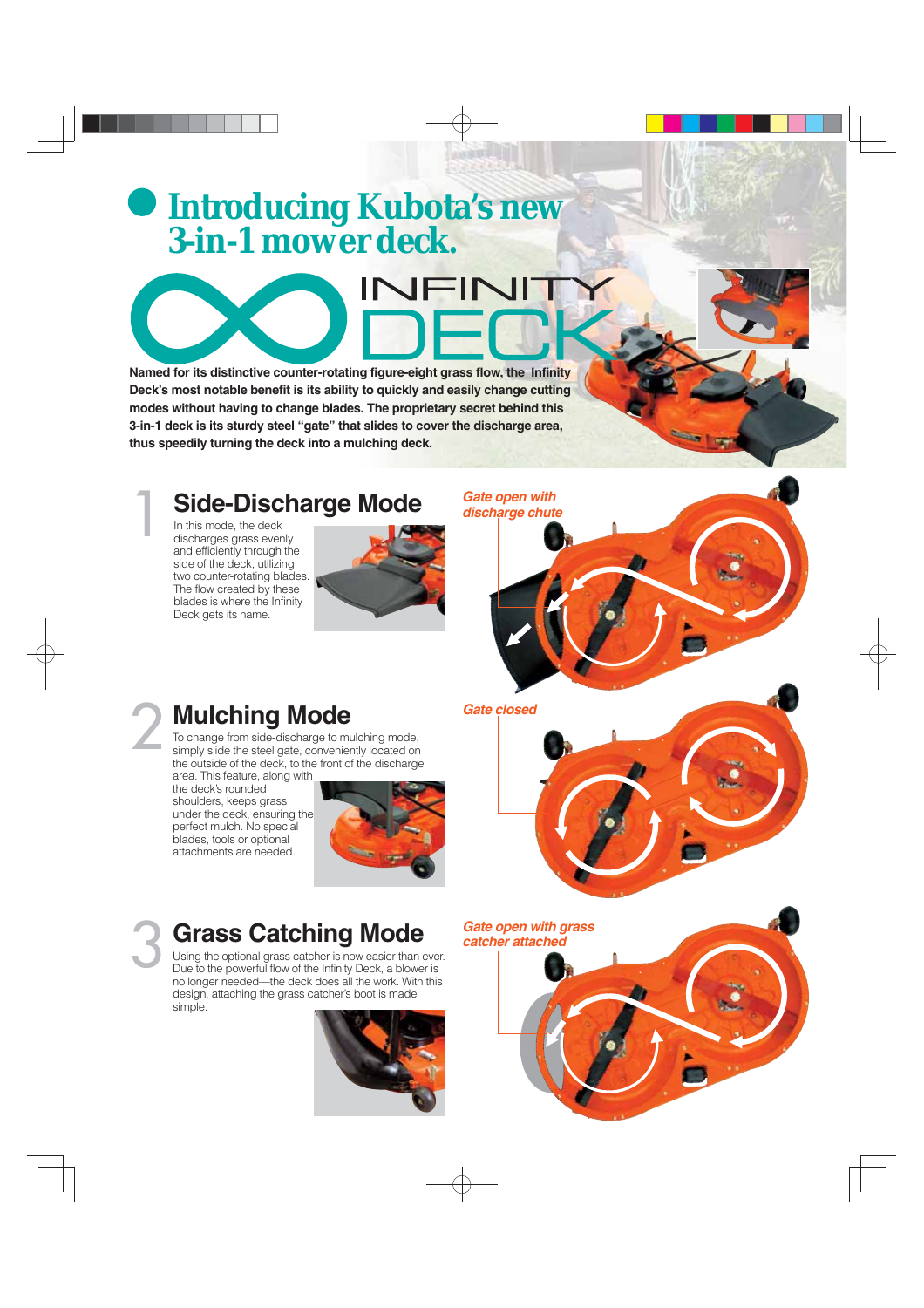# Introducing Kubota's new 3-in-1 mower deck.

INFINITY DECK

**Named for its distinctive counter-rotating figure-eight grass flow, the Infinity Deck's most notable benefit is its ability to quickly and easily change cutting modes without having to change blades. The proprietary secret behind this 3-in-1 deck is its sturdy steel "gate" that slides to cover the discharge area, thus speedily turning the deck into a mulching deck.**

## 1 Side-Discharge Mode

In this mode, the deck discharges grass evenly and efficiently through the side of the deck, utilizing two counter-rotating blades. The flow created by these blades is where the Infinity Deck gets its name.

*Gate open with discharge chute*

## 2 Mulching Mode

To change from side-discharge to mulching mode, simply slide the steel gate, conveniently located on the outside of the deck, to the front of the discharge area. This feature, along with the deck's rounded shoulders, keeps grass under the deck, ensuring the perfect mulch. No special blades, tools or optional attachments are needed.

*Gate closed*

## 3 Grass Catching Mode

Using the optional grass catcher is now easier than ever. Due to the powerful flow of the Infinity Deck, a blower is no longer needed—the deck does all the work. With this design, attaching the grass catcher's boot is made simple.

*Gate open with grass catcher attached*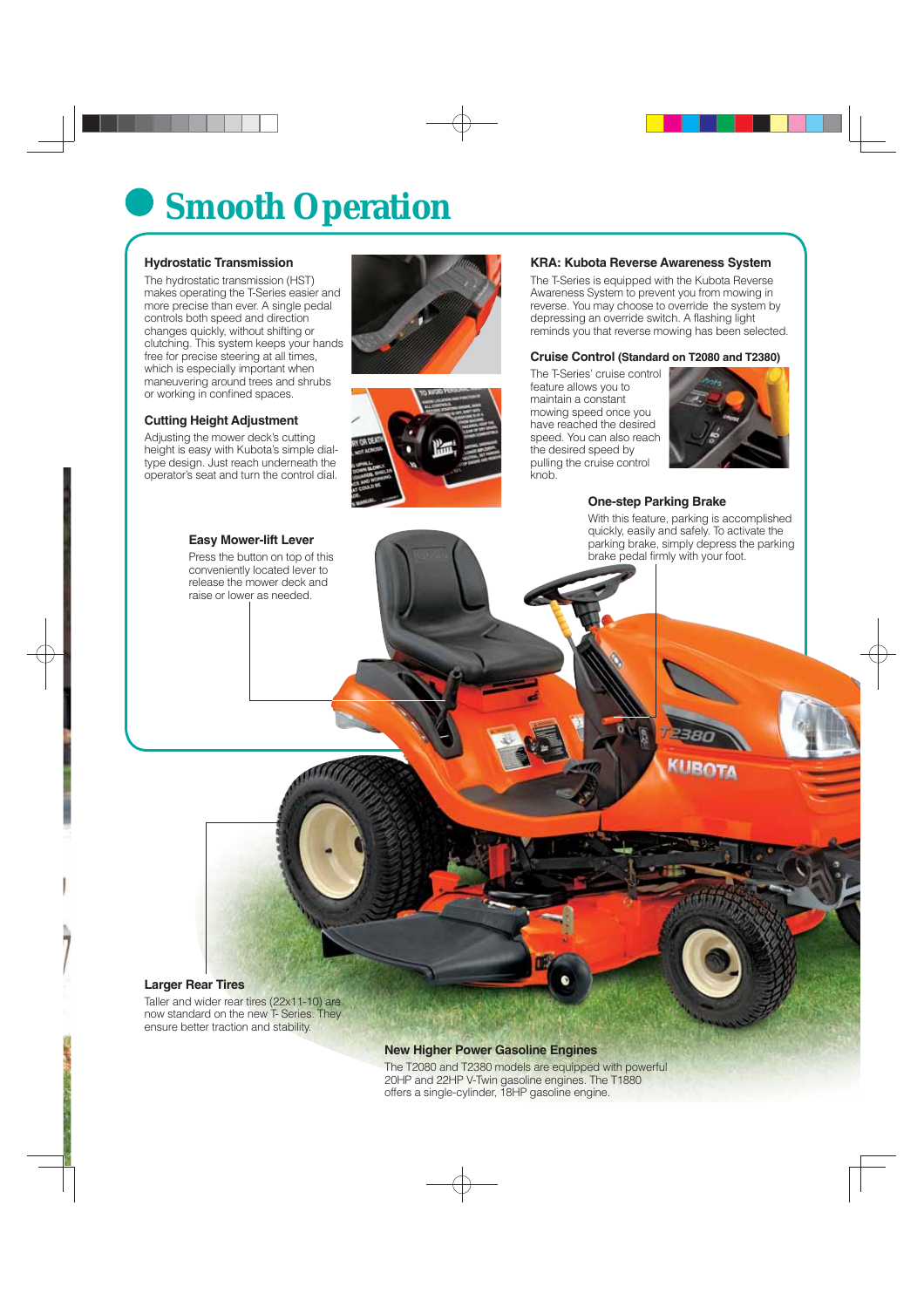# Smooth Operation

### Hydrostatic Transmission

The hydrostatic transmission (HST) makes operating the T-Series easier and more precise than ever. A single pedal controls both speed and direction changes quickly, without shifting or clutching. This system keeps your hands free for precise steering at all times, which is especially important when maneuvering around trees and shrubs or working in confined spaces.

### Cutting Height Adjustment

Adjusting the mower deck's cutting height is easy with Kubota's simple dial-type design. Just reach underneath the operator's seat and turn the control dial.

### Easy Mower-lift Lever

Press the button on top of this conveniently located lever to release the mower deck and raise or lower as needed.

### KRA: Kubota Reverse Awareness System

The T-Series is equipped with the Kubota Reverse Awareness System to prevent you from mowing in reverse. You may choose to override the system by depressing an override switch. A flashing light reminds you that reverse mowing has been selected.

### Cruise Control (Standard on T2080 and T2380)

The T-Series' cruise control feature allows you to maintain a constant mowing speed once you have reached the desired speed. You can also reach the desired speed by pulling the cruise control knob.

### One-step Parking Brake

With this feature, parking is accomplished quickly, easily and safely. To activate the parking brake, simply depress the parking brake pedal firmly with your foot.

### Larger Rear Tires

Taller and wider rear tires (22x11-10) are now standard on the new T-Series. They ensure better traction and stability.

### New Higher Power Gasoline Engines

The T2080 and T2380 models are equipped with powerful 20HP and 22HP V-Twin gasoline engines. The T1880 offers a single-cylinder, 18HP gasoline engine.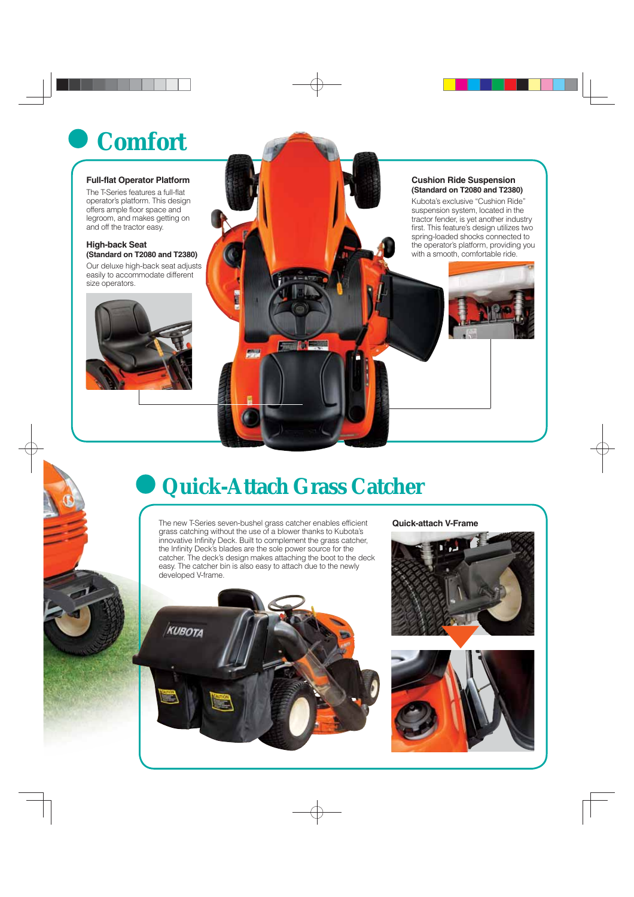# Comfort

### Full-flat Operator Platform

The T-Series features a full-flat operator's platform. This design offers ample floor space and legroom, and makes getting on and off the tractor easy.

### High-back Seat
**(Standard on T2080 and T2380)**

Our deluxe high-back seat adjusts easily to accommodate different size operators.

### Cushion Ride Suspension
**(Standard on T2080 and T2380)**

Kubota's exclusive "Cushion Ride" suspension system, located in the tractor fender, is yet another industry first. This feature's design utilizes two spring-loaded shocks connected to the operator's platform, providing you with a smooth, comfortable ride.

# Quick-Attach Grass Catcher

The new T-Series seven-bushel grass catcher enables efficient grass catching without the use of a blower thanks to Kubota's innovative Infinity Deck. Built to complement the grass catcher, the Infinity Deck's blades are the sole power source for the catcher. The deck's design makes attaching the boot to the deck easy. The catcher bin is also easy to attach due to the newly developed V-frame.

### Quick-attach V-Frame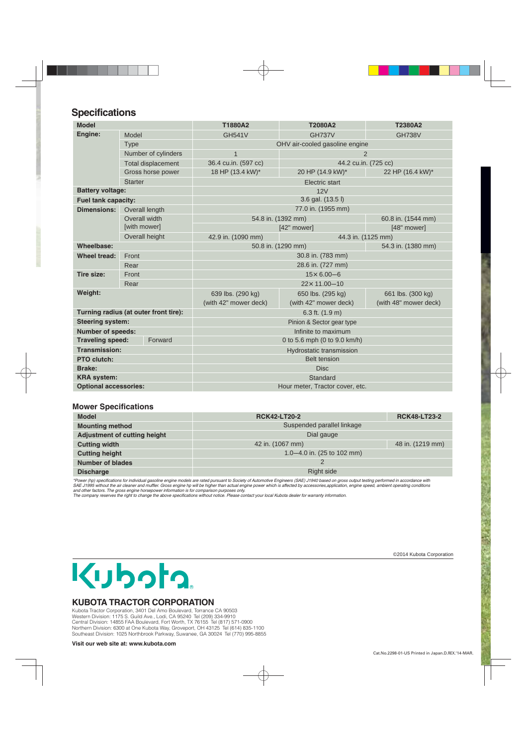## Specifications

| Model | | T1880A2 | T2080A2 | T2380A2 |
|---|---|---|---|---|
| **Engine:** | Model | GH541V | GH737V | GH738V |
| | Type | OHV air-cooled gasoline engine | | |
| | Number of cylinders | 1 | 2 | |
| | Total displacement | 36.4 cu.in. (597 cc) | 44.2 cu.in. (725 cc) | |
| | Gross horse power | 18 HP (13.4 kW)* | 20 HP (14.9 kW)* | 22 HP (16.4 kW)* |
| | Starter | Electric start | | |
| **Battery voltage:** | | 12V | | |
| **Fuel tank capacity:** | | 3.6 gal. (13.5 l) | | |
| **Dimensions:** | Overall length | 77.0 in. (1955 mm) | | |
| | Overall width [with mower] | 54.8 in. (1392 mm) [42" mower] | | 60.8 in. (1544 mm) [48" mower] |
| | Overall height | 42.9 in. (1090 mm) | 44.3 in. (1125 mm) | |
| **Wheelbase:** | | 50.8 in. (1290 mm) | | 54.3 in. (1380 mm) |
| **Wheel tread:** | Front | 30.8 in. (783 mm) | | |
| | Rear | 28.6 in. (727 mm) | | |
| **Tire size:** | Front | 15× 6.00–6 | | |
| | Rear | 22× 11.00–10 | | |
| **Weight:** | | 639 lbs. (290 kg) (with 42" mower deck) | 650 lbs. (295 kg) (with 42" mower deck) | 661 lbs. (300 kg) (with 48" mower deck) |
| **Turning radius (at outer front tire):** | | 6.3 ft. (1.9 m) | | |
| **Steering system:** | | Pinion & Sector gear type | | |
| **Number of speeds:** | | Infinite to maximum | | |
| **Traveling speed:** | Forward | 0 to 5.6 mph (0 to 9.0 km/h) | | |
| **Transmission:** | | Hydrostatic transmission | | |
| **PTO clutch:** | | Belt tension | | |
| **Brake:** | | Disc | | |
| **KRA system:** | | Standard | | |
| **Optional accessories:** | | Hour meter, Tractor cover, etc. | | |

### Mower Specifications

| Model | RCK42-LT20-2 | RCK48-LT23-2 |
|---|---|---|
| **Mounting method** | Suspended parallel linkage | |
| **Adjustment of cutting height** | Dial gauge | |
| **Cutting width** | 42 in. (1067 mm) | 48 in. (1219 mm) |
| **Cutting height** | 1.0–4.0 in. (25 to 102 mm) | |
| **Number of blades** | 2 | |
| **Discharge** | Right side | |

*\*Power (hp) specifications for individual gasoline engine models are rated pursuant to Society of Automotive Engineers (SAE) J1940 based on gross output testing performed in accordance with SAE J1995 without the air cleaner and muffler. Gross engine hp will be higher than actual engine power which is affected by accessories,application, engine speed, ambient operating conditions and other factors. The gross engine horsepower information is for comparison purposes only.*
*The company reserves the right to change the above specifications without notice. Please contact your local Kubota dealer for warranty information.*

©2014 Kubota Corporation

Kubota

## KUBOTA TRACTOR CORPORATION

Kubota Tractor Corporation, 3401 Del Amo Boulevard, Torrance CA 90503
Western Division: 1175 S. Guild Ave., Lodi, CA 95240 Tel (209) 334-9910
Central Division: 14855 FAA Boulevard, Fort Worth, TX 76155 Tel (817) 571-0900
Northern Division: 6300 at One Kubota Way, Groveport, OH 43125 Tel (614) 835-1100
Southeast Division: 1025 Northbrook Parkway, Suwanee, GA 30024 Tel (770) 995-8855

**Visit our web site at: www.kubota.com**

Cat.No.2298-01-US Printed in Japan.D.REX.'14-MAR.